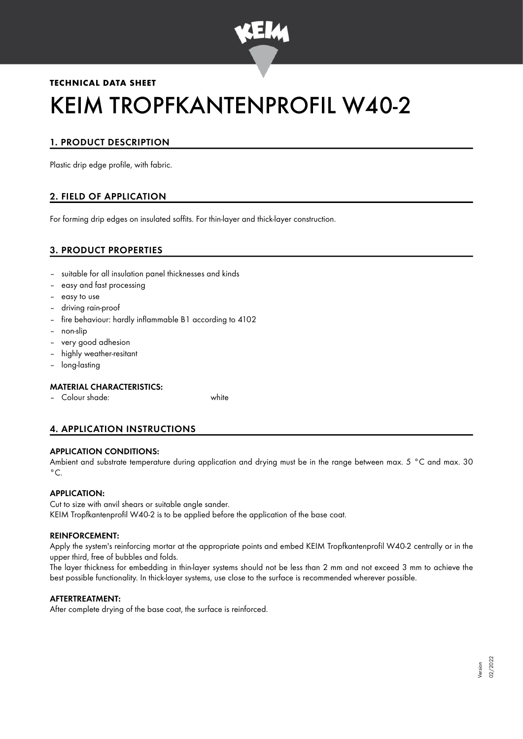**TECHNICAL DATA SHEET**

# KEIM TROPFKANTENPROFIL W40-2

## 1. PRODUCT DESCRIPTION

Plastic drip edge profile, with fabric.

## 2. FIELD OF APPLICATION

For forming drip edges on insulated soffits. For thin-layer and thick-layer construction.

## 3. PRODUCT PROPERTIES

- suitable for all insulation panel thicknesses and kinds
- easy and fast processing
- easy to use
- driving rain-proof
- fire behaviour: hardly inflammable B1 according to 4102
- non-slip
- very good adhesion
- highly weather-resitant
- long-lasting

### MATERIAL CHARACTERISTICS:

- Colour shade: white

## 4. APPLICATION INSTRUCTIONS

### APPLICATION CONDITIONS:

Ambient and substrate temperature during application and drying must be in the range between max. 5 °C and max. 30 °C.

### APPLICATION:

Cut to size with anvil shears or suitable angle sander.
KEIM Tropfkantenprofil W40-2 is to be applied before the application of the base coat.

### REINFORCEMENT:

Apply the system's reinforcing mortar at the appropriate points and embed KEIM Tropfkantenprofil W40-2 centrally or in the upper third, free of bubbles and folds.
The layer thickness for embedding in thin-layer systems should not be less than 2 mm and not exceed 3 mm to achieve the best possible functionality. In thick-layer systems, use close to the surface is recommended wherever possible.

### AFTERTREATMENT:

After complete drying of the base coat, the surface is reinforced.

Version 02/2022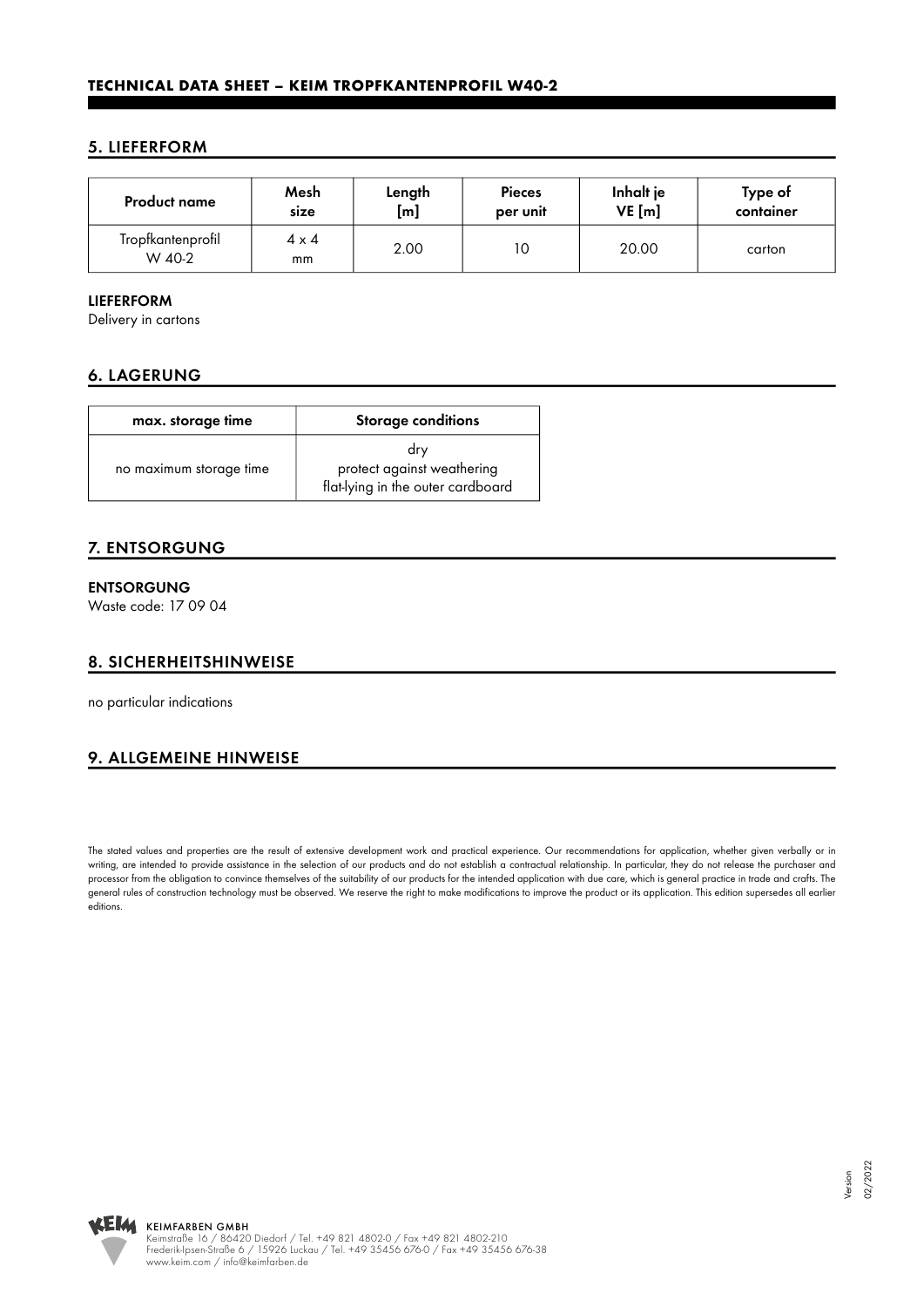## 5. LIEFERFORM

| Product name | Mesh size | Length [m] | Pieces per unit | Inhalt je VE [m] | Type of container |
|---|---|---|---|---|---|
| Tropfkantenprofil W 40-2 | 4 x 4 mm | 2.00 | 10 | 20.00 | carton |

**LIEFERFORM**
Delivery in cartons

## 6. LAGERUNG

| max. storage time | Storage conditions |
|---|---|
| no maximum storage time | dry<br>protect against weathering<br>flat-lying in the outer cardboard |

## 7. ENTSORGUNG

**ENTSORGUNG**
Waste code: 17 09 04

## 8. SICHERHEITSHINWEISE

no particular indications

## 9. ALLGEMEINE HINWEISE

The stated values and properties are the result of extensive development work and practical experience. Our recommendations for application, whether given verbally or in writing, are intended to provide assistance in the selection of our products and do not establish a contractual relationship. In particular, they do not release the purchaser and processor from the obligation to convince themselves of the suitability of our products for the intended application with due care, which is general practice in trade and crafts. The general rules of construction technology must be observed. We reserve the right to make modifications to improve the product or its application. This edition supersedes all earlier editions.

KEIMFARBEN GMBH
Keimstraße 16 / 86420 Diedorf / Tel. +49 821 4802-0 / Fax +49 821 4802-210
Frederik-Ipsen-Straße 6 / 15926 Luckau / Tel. +49 35456 676-0 / Fax +49 35456 676-38
www.keim.com / info@keimfarben.de

Version 02/2022